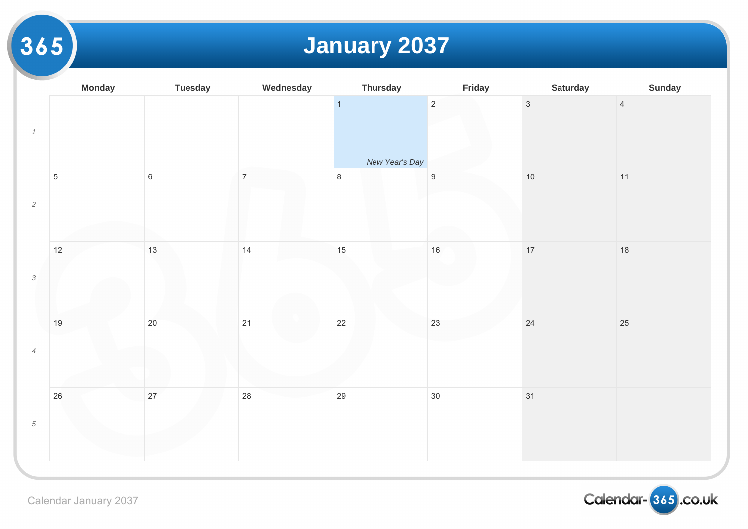# January 2037

| | Monday | Tuesday | Wednesday | Thursday | Friday | Saturday | Sunday |
|---|---|---|---|---|---|---|---|
| *1* | | | | 1 *New Year's Day* | 2 | 3 | 4 |
| *2* | 5 | 6 | 7 | 8 | 9 | 10 | 11 |
| *3* | 12 | 13 | 14 | 15 | 16 | 17 | 18 |
| *4* | 19 | 20 | 21 | 22 | 23 | 24 | 25 |
| *5* | 26 | 27 | 28 | 29 | 30 | 31 | |

Calendar January 2037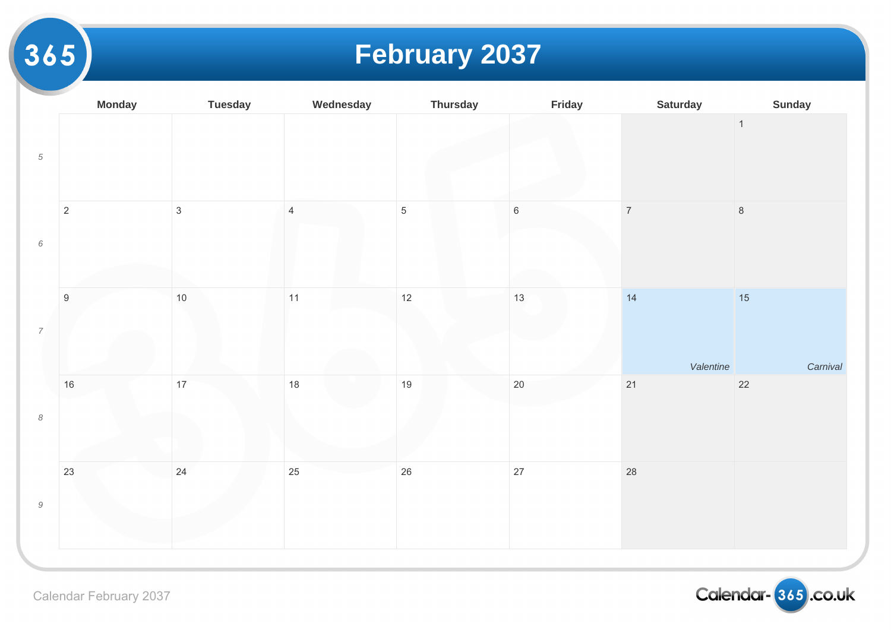# February 2037

| | Monday | Tuesday | Wednesday | Thursday | Friday | Saturday | Sunday |
|---|---|---|---|---|---|---|---|
| 5 | | | | | | | 1 |
| 6 | 2 | 3 | 4 | 5 | 6 | 7 | 8 |
| 7 | 9 | 10 | 11 | 12 | 13 | 14 *Valentine* | 15 *Carnival* |
| 8 | 16 | 17 | 18 | 19 | 20 | 21 | 22 |
| 9 | 23 | 24 | 25 | 26 | 27 | 28 | |

Calendar February 2037

Calendar-365.co.uk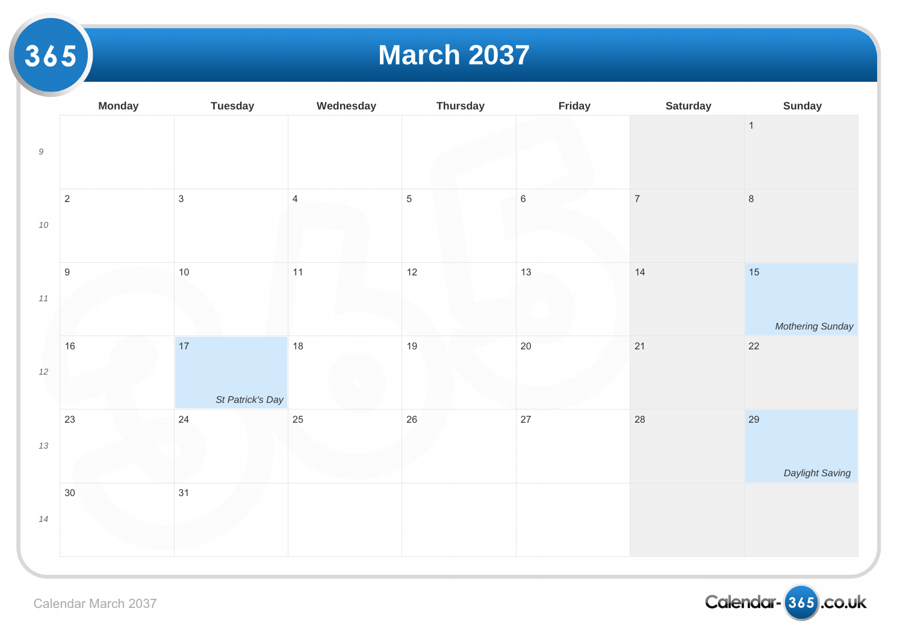# March 2037

| | Monday | Tuesday | Wednesday | Thursday | Friday | Saturday | Sunday |
|---|---|---|---|---|---|---|---|
| 9 | | | | | | | 1 |
| 10 | 2 | 3 | 4 | 5 | 6 | 7 | 8 |
| 11 | 9 | 10 | 11 | 12 | 13 | 14 | 15 *Mothering Sunday* |
| 12 | 16 | 17 *St Patrick's Day* | 18 | 19 | 20 | 21 | 22 |
| 13 | 23 | 24 | 25 | 26 | 27 | 28 | 29 *Daylight Saving* |
| 14 | 30 | 31 | | | | | |

Calendar March 2037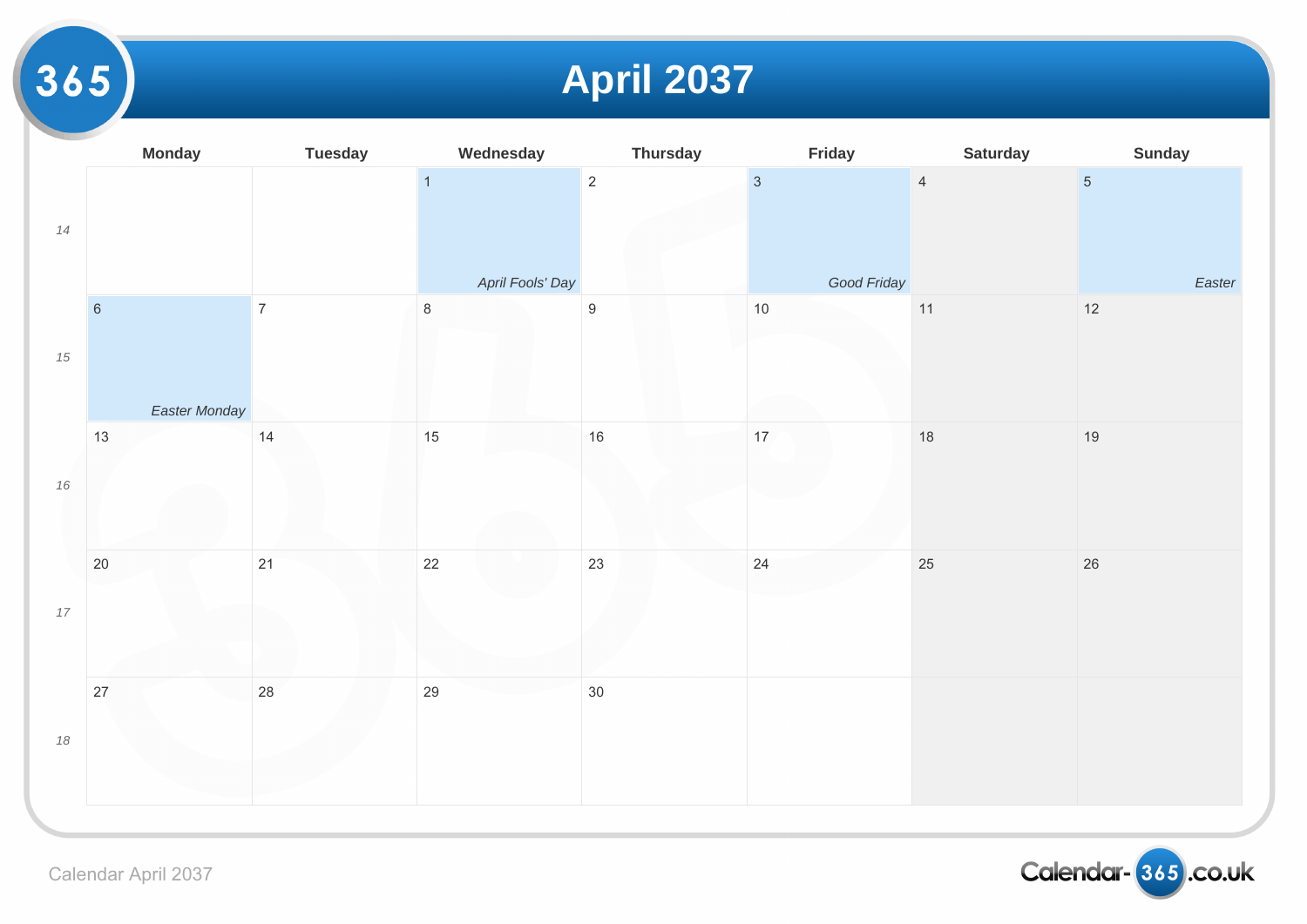# April 2037

| | Monday | Tuesday | Wednesday | Thursday | Friday | Saturday | Sunday |
|---|---|---|---|---|---|---|---|
| 14 | | | 1 *April Fools' Day* | 2 | 3 *Good Friday* | 4 | 5 *Easter* |
| 15 | 6 *Easter Monday* | 7 | 8 | 9 | 10 | 11 | 12 |
| 16 | 13 | 14 | 15 | 16 | 17 | 18 | 19 |
| 17 | 20 | 21 | 22 | 23 | 24 | 25 | 26 |
| 18 | 27 | 28 | 29 | 30 | | | |

Calendar April 2037

Calendar-365.co.uk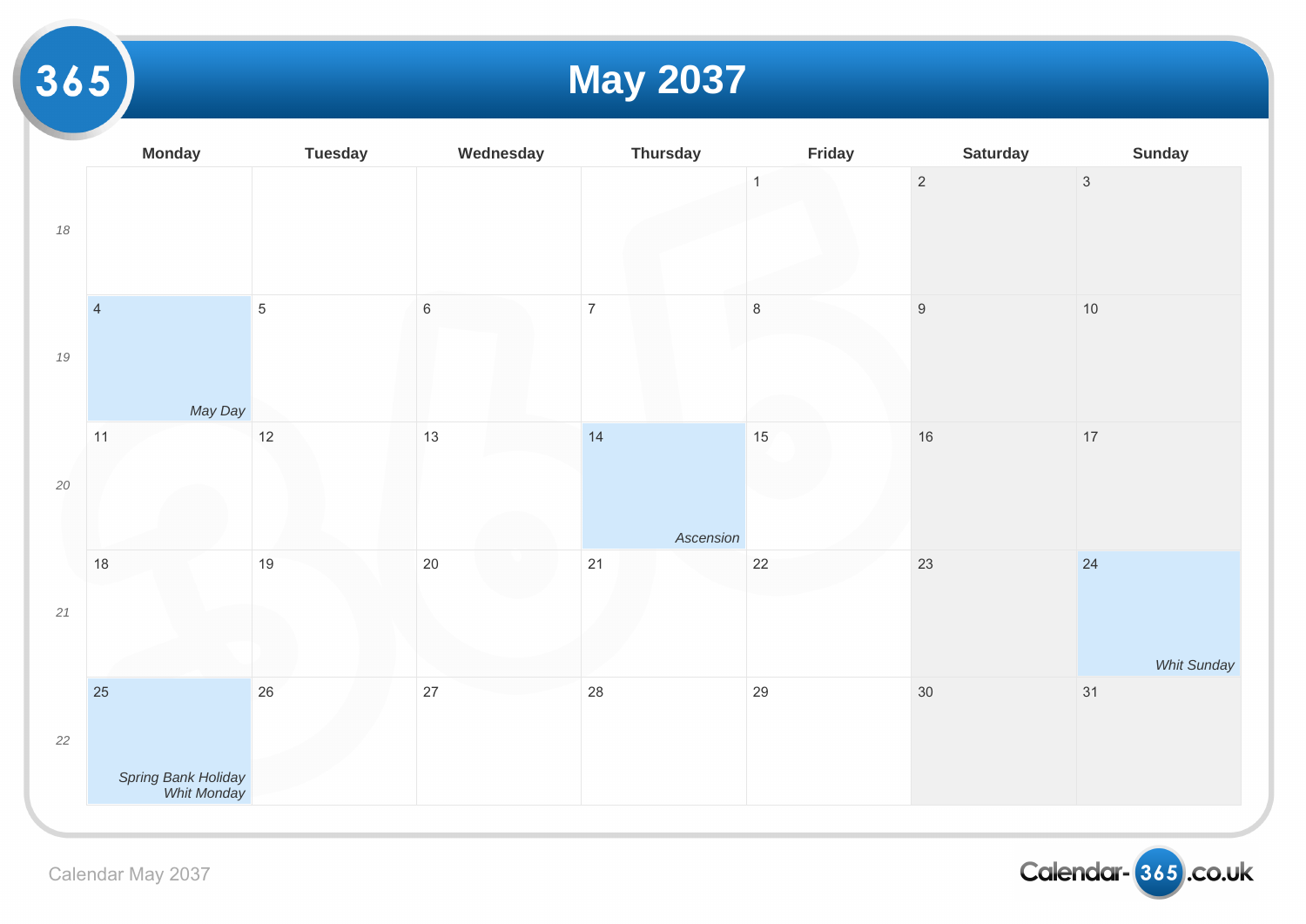# May 2037

| | Monday | Tuesday | Wednesday | Thursday | Friday | Saturday | Sunday |
|---|---|---|---|---|---|---|---|
| 18 | | | | | 1 | 2 | 3 |
| 19 | 4 *May Day* | 5 | 6 | 7 | 8 | 9 | 10 |
| 20 | 11 | 12 | 13 | 14 *Ascension* | 15 | 16 | 17 |
| 21 | 18 | 19 | 20 | 21 | 22 | 23 | 24 *Whit Sunday* |
| 22 | 25 *Spring Bank Holiday* *Whit Monday* | 26 | 27 | 28 | 29 | 30 | 31 |

Calendar May 2037

Calendar-365.co.uk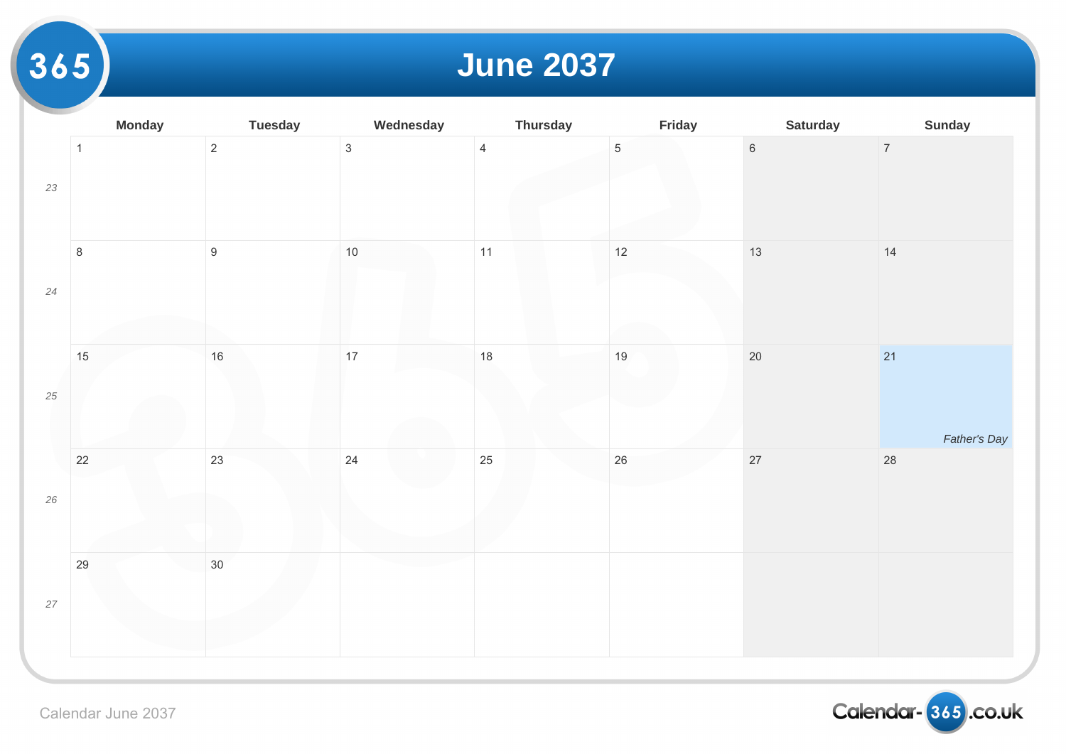# June 2037

| | Monday | Tuesday | Wednesday | Thursday | Friday | Saturday | Sunday |
|---|---|---|---|---|---|---|---|
| *23* | 1 | 2 | 3 | 4 | 5 | 6 | 7 |
| *24* | 8 | 9 | 10 | 11 | 12 | 13 | 14 |
| *25* | 15 | 16 | 17 | 18 | 19 | 20 | 21 *Father's Day* |
| *26* | 22 | 23 | 24 | 25 | 26 | 27 | 28 |
| *27* | 29 | 30 | | | | | |

Calendar June 2037

Calendar-365.co.uk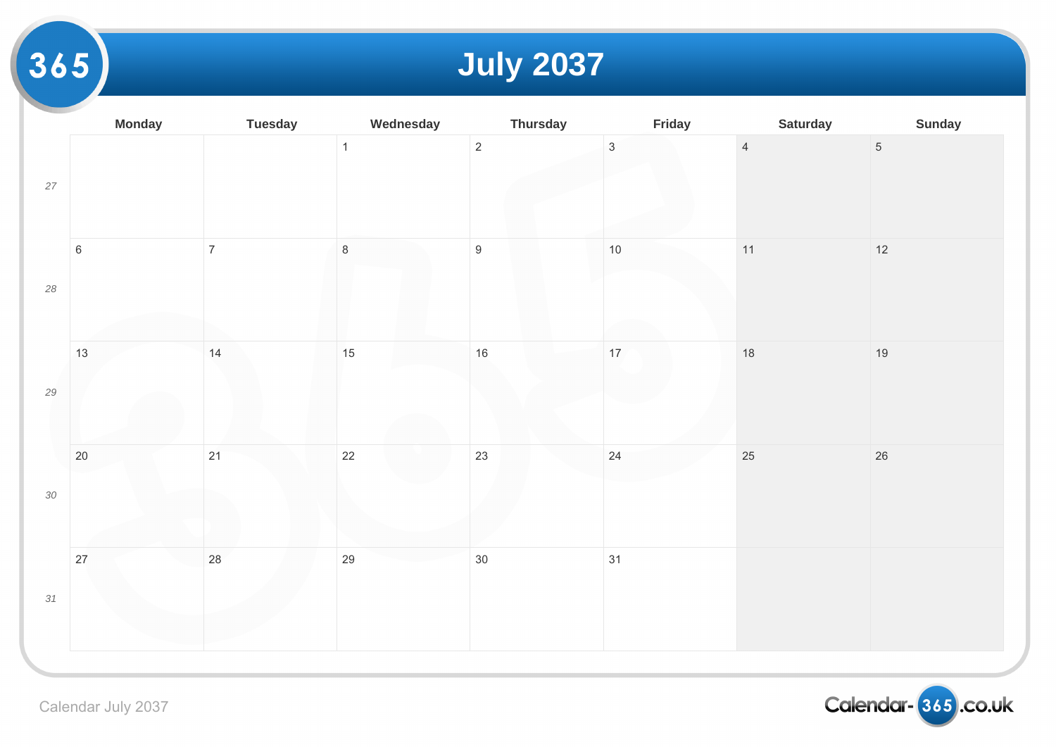# July 2037

| | Monday | Tuesday | Wednesday | Thursday | Friday | Saturday | Sunday |
|---|---|---|---|---|---|---|---|
| *27* | | | 1 | 2 | 3 | 4 | 5 |
| *28* | 6 | 7 | 8 | 9 | 10 | 11 | 12 |
| *29* | 13 | 14 | 15 | 16 | 17 | 18 | 19 |
| *30* | 20 | 21 | 22 | 23 | 24 | 25 | 26 |
| *31* | 27 | 28 | 29 | 30 | 31 | | |

Calendar July 2037

Calendar-365.co.uk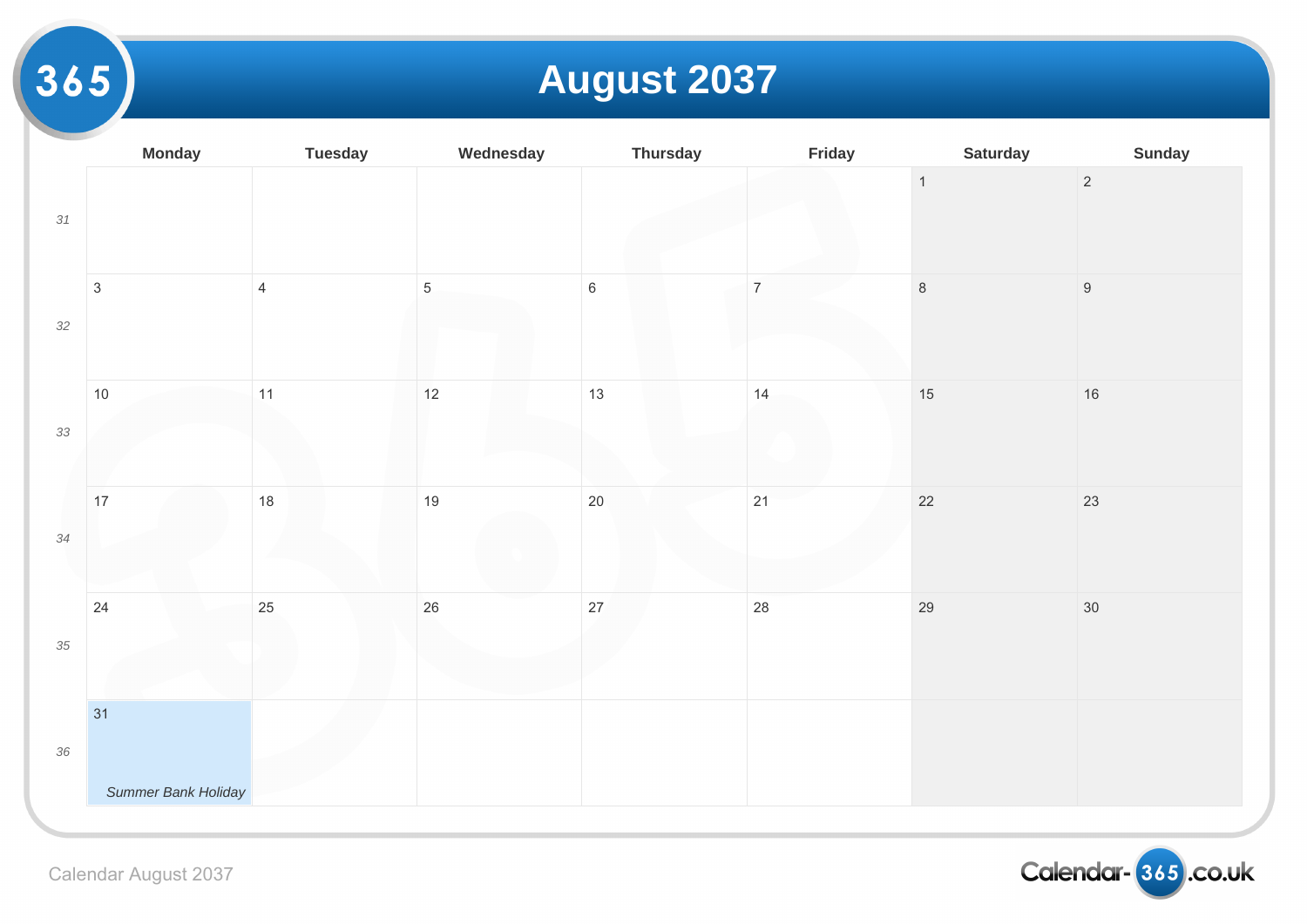# August 2037

| | Monday | Tuesday | Wednesday | Thursday | Friday | Saturday | Sunday |
|---|---|---|---|---|---|---|---|
| 31 | | | | | | 1 | 2 |
| 32 | 3 | 4 | 5 | 6 | 7 | 8 | 9 |
| 33 | 10 | 11 | 12 | 13 | 14 | 15 | 16 |
| 34 | 17 | 18 | 19 | 20 | 21 | 22 | 23 |
| 35 | 24 | 25 | 26 | 27 | 28 | 29 | 30 |
| 36 | 31 *Summer Bank Holiday* | | | | | | |

Calendar August 2037

Calendar-365.co.uk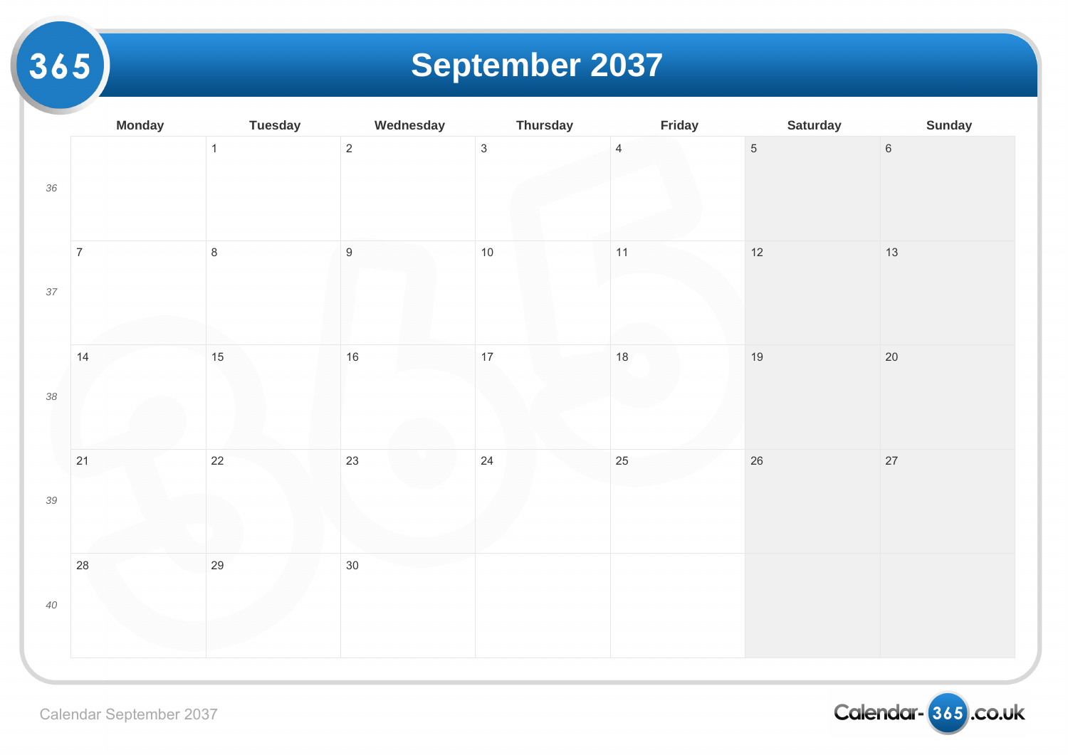# September 2037

| | Monday | Tuesday | Wednesday | Thursday | Friday | Saturday | Sunday |
|---|---|---|---|---|---|---|---|
| *36* | | 1 | 2 | 3 | 4 | 5 | 6 |
| *37* | 7 | 8 | 9 | 10 | 11 | 12 | 13 |
| *38* | 14 | 15 | 16 | 17 | 18 | 19 | 20 |
| *39* | 21 | 22 | 23 | 24 | 25 | 26 | 27 |
| *40* | 28 | 29 | 30 | | | | |

Calendar September 2037

Calendar-365.co.uk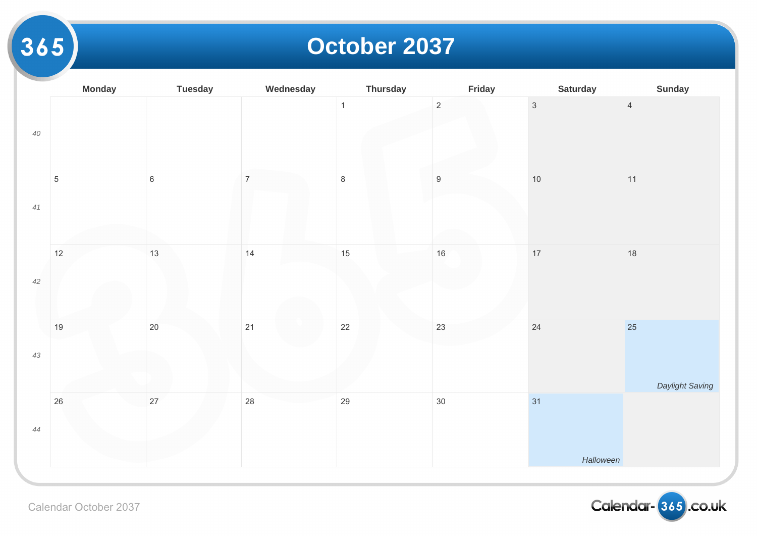# October 2037

| | Monday | Tuesday | Wednesday | Thursday | Friday | Saturday | Sunday |
|---|---|---|---|---|---|---|---|
| 40 | | | | 1 | 2 | 3 | 4 |
| 41 | 5 | 6 | 7 | 8 | 9 | 10 | 11 |
| 42 | 12 | 13 | 14 | 15 | 16 | 17 | 18 |
| 43 | 19 | 20 | 21 | 22 | 23 | 24 | 25 *Daylight Saving* |
| 44 | 26 | 27 | 28 | 29 | 30 | 31 *Halloween* | |

Calendar October 2037

Calendar-365.co.uk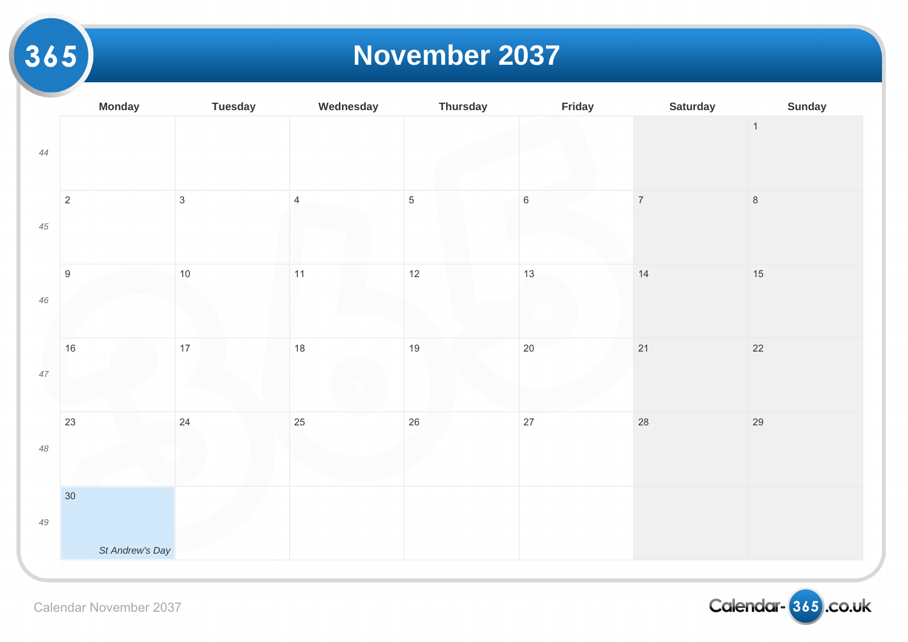# November 2037

| | Monday | Tuesday | Wednesday | Thursday | Friday | Saturday | Sunday |
|---|---|---|---|---|---|---|---|
| 44 | | | | | | | 1 |
| 45 | 2 | 3 | 4 | 5 | 6 | 7 | 8 |
| 46 | 9 | 10 | 11 | 12 | 13 | 14 | 15 |
| 47 | 16 | 17 | 18 | 19 | 20 | 21 | 22 |
| 48 | 23 | 24 | 25 | 26 | 27 | 28 | 29 |
| 49 | 30 *St Andrew's Day* | | | | | | |

Calendar November 2037

Calendar-365.co.uk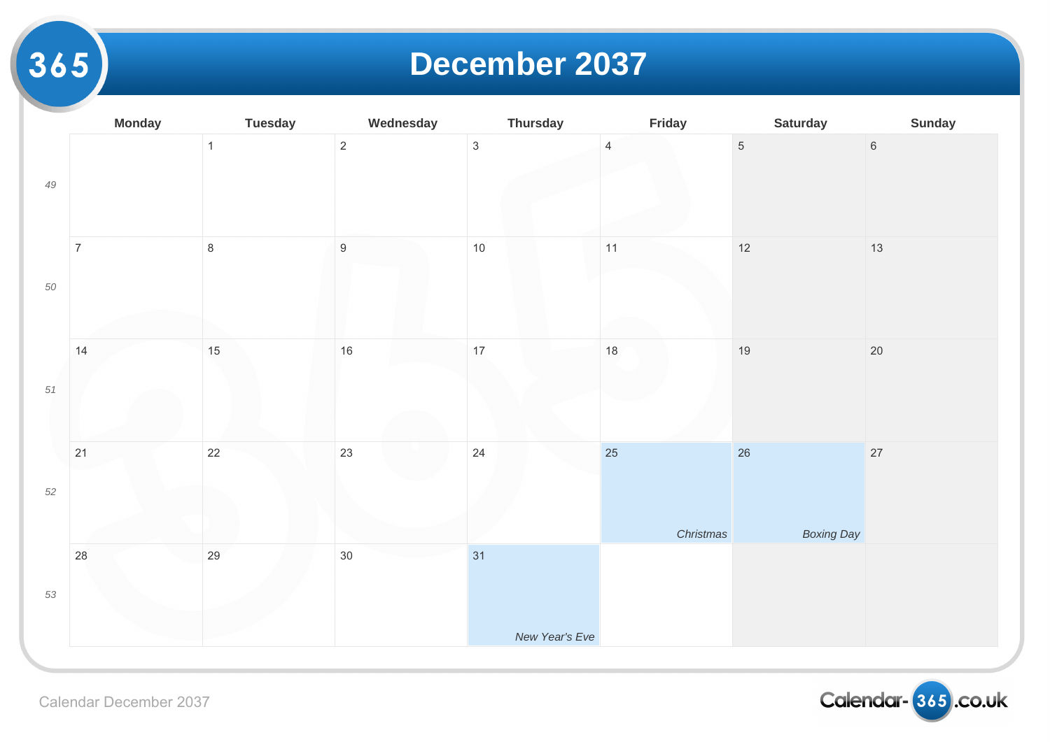# December 2037

| | Monday | Tuesday | Wednesday | Thursday | Friday | Saturday | Sunday |
|---|---|---|---|---|---|---|---|
| 49 | | 1 | 2 | 3 | 4 | 5 | 6 |
| 50 | 7 | 8 | 9 | 10 | 11 | 12 | 13 |
| 51 | 14 | 15 | 16 | 17 | 18 | 19 | 20 |
| 52 | 21 | 22 | 23 | 24 | 25 *Christmas* | 26 *Boxing Day* | 27 |
| 53 | 28 | 29 | 30 | 31 *New Year's Eve* | | | |

Calendar December 2037

Calendar-365.co.uk